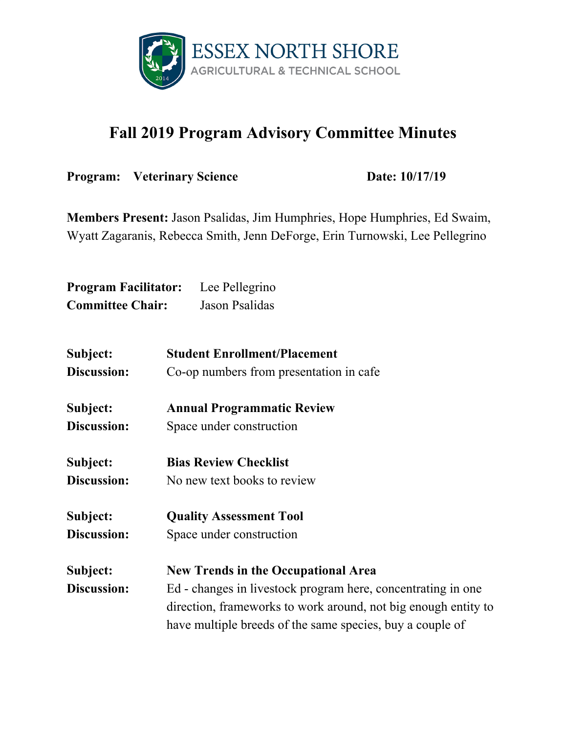ESSEX NORTH SHORE
AGRICULTURAL & TECHNICAL SCHOOL

# Fall 2019 Program Advisory Committee Minutes

**Program:** **Veterinary Science** **Date: 10/17/19**

**Members Present:** Jason Psalidas, Jim Humphries, Hope Humphries, Ed Swaim, Wyatt Zagaranis, Rebecca Smith, Jenn DeForge, Erin Turnowski, Lee Pellegrino

**Program Facilitator:** Lee Pellegrino
**Committee Chair:** Jason Psalidas

**Subject:** **Student Enrollment/Placement**
**Discussion:** Co-op numbers from presentation in cafe

**Subject:** **Annual Programmatic Review**
**Discussion:** Space under construction

**Subject:** **Bias Review Checklist**
**Discussion:** No new text books to review

**Subject:** **Quality Assessment Tool**
**Discussion:** Space under construction

**Subject:** **New Trends in the Occupational Area**
**Discussion:** Ed - changes in livestock program here, concentrating in one direction, frameworks to work around, not big enough entity to have multiple breeds of the same species, buy a couple of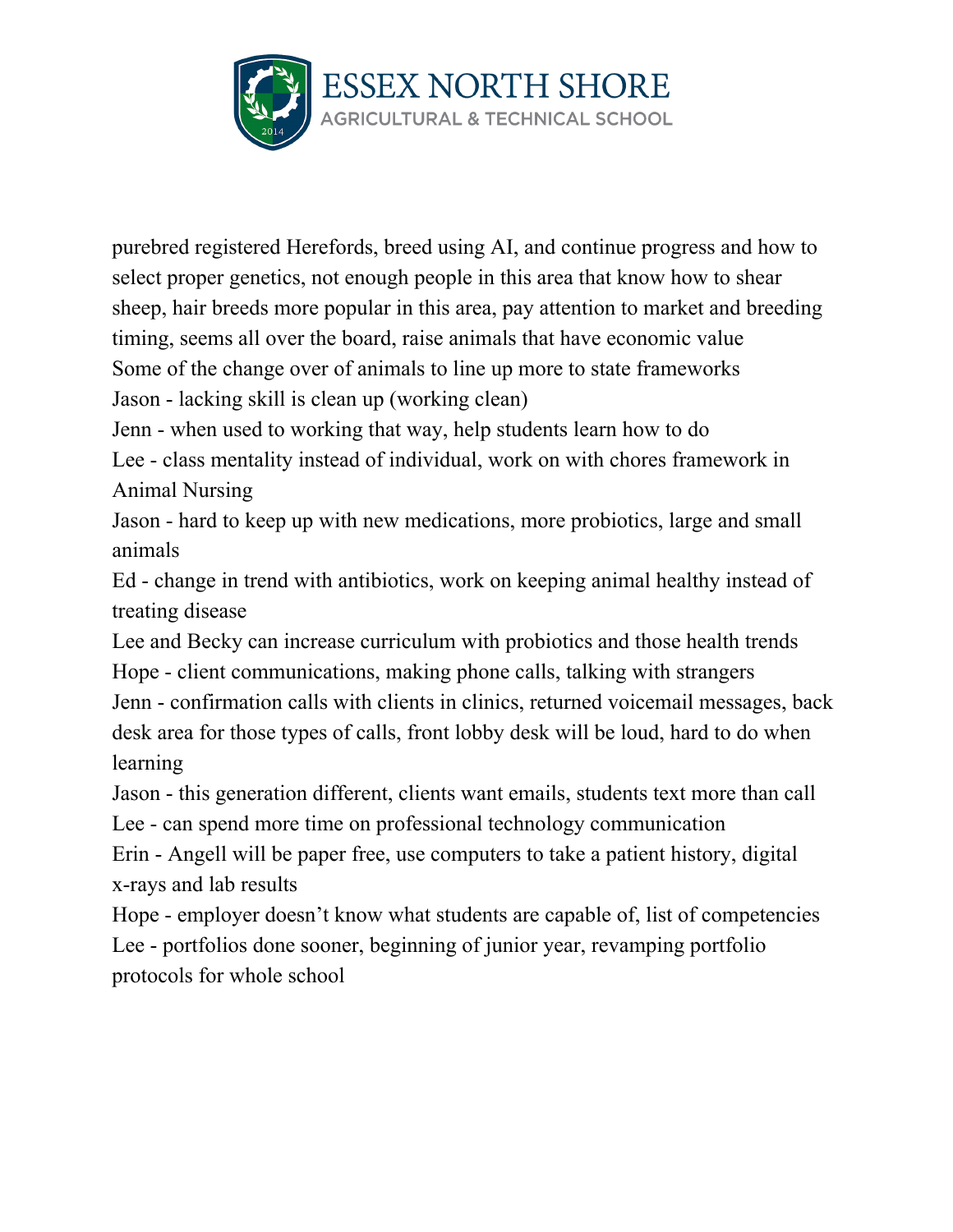purebred registered Herefords, breed using AI, and continue progress and how to select proper genetics, not enough people in this area that know how to shear sheep, hair breeds more popular in this area, pay attention to market and breeding timing, seems all over the board, raise animals that have economic value

Some of the change over of animals to line up more to state frameworks

Jason - lacking skill is clean up (working clean)

Jenn - when used to working that way, help students learn how to do

Lee - class mentality instead of individual, work on with chores framework in Animal Nursing

Jason - hard to keep up with new medications, more probiotics, large and small animals

Ed - change in trend with antibiotics, work on keeping animal healthy instead of treating disease

Lee and Becky can increase curriculum with probiotics and those health trends

Hope - client communications, making phone calls, talking with strangers

Jenn - confirmation calls with clients in clinics, returned voicemail messages, back desk area for those types of calls, front lobby desk will be loud, hard to do when learning

Jason - this generation different, clients want emails, students text more than call

Lee - can spend more time on professional technology communication

Erin - Angell will be paper free, use computers to take a patient history, digital x-rays and lab results

Hope - employer doesn't know what students are capable of, list of competencies

Lee - portfolios done sooner, beginning of junior year, revamping portfolio protocols for whole school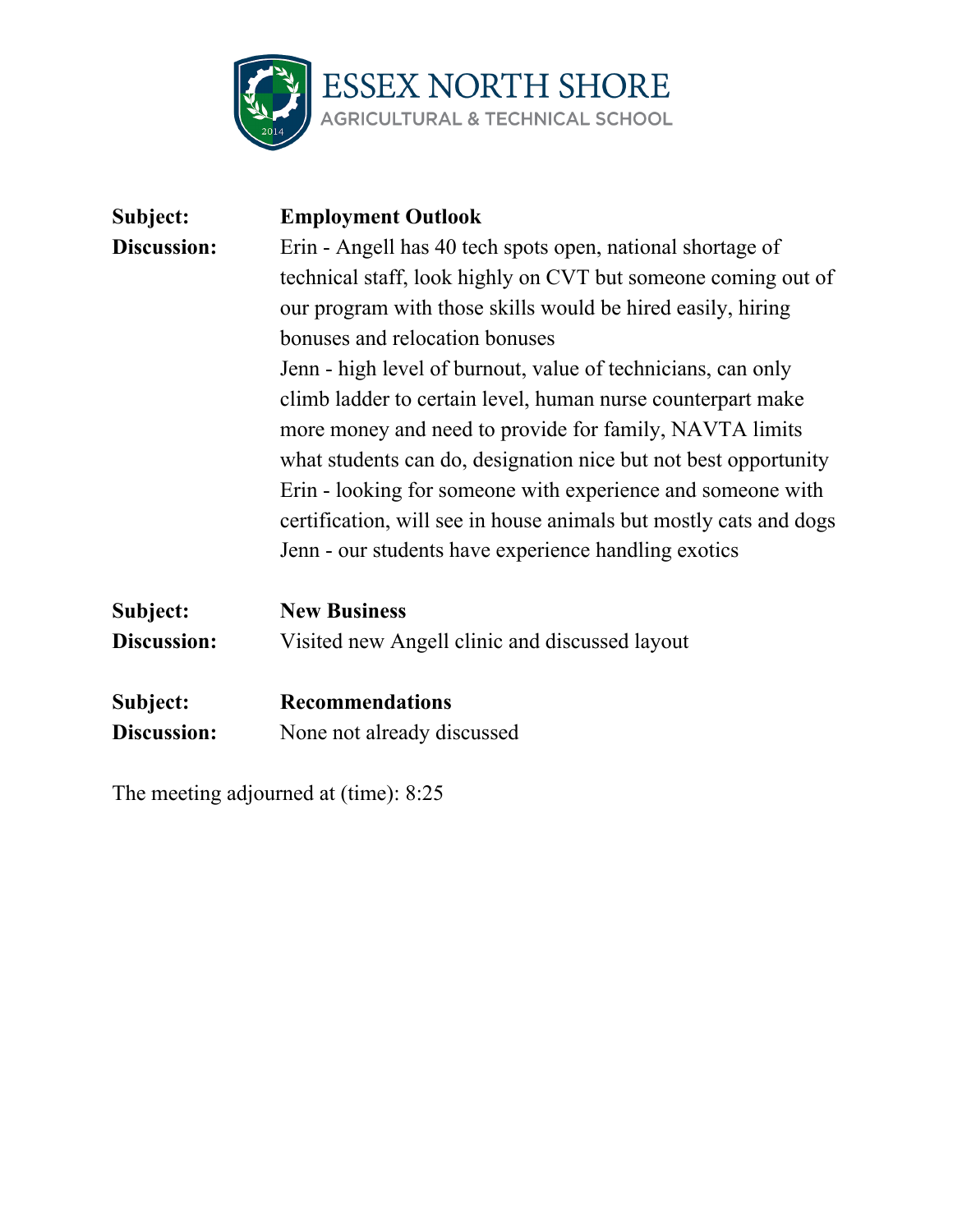**ESSEX NORTH SHORE**
AGRICULTURAL & TECHNICAL SCHOOL

| | |
|---|---|
| **Subject:** | **Employment Outlook** |
| **Discussion:** | Erin - Angell has 40 tech spots open, national shortage of technical staff, look highly on CVT but someone coming out of our program with those skills would be hired easily, hiring bonuses and relocation bonuses<br>Jenn - high level of burnout, value of technicians, can only climb ladder to certain level, human nurse counterpart make more money and need to provide for family, NAVTA limits what students can do, designation nice but not best opportunity<br>Erin - looking for someone with experience and someone with certification, will see in house animals but mostly cats and dogs<br>Jenn - our students have experience handling exotics |
| **Subject:** | **New Business** |
| **Discussion:** | Visited new Angell clinic and discussed layout |
| **Subject:** | **Recommendations** |
| **Discussion:** | None not already discussed |

The meeting adjourned at (time): 8:25